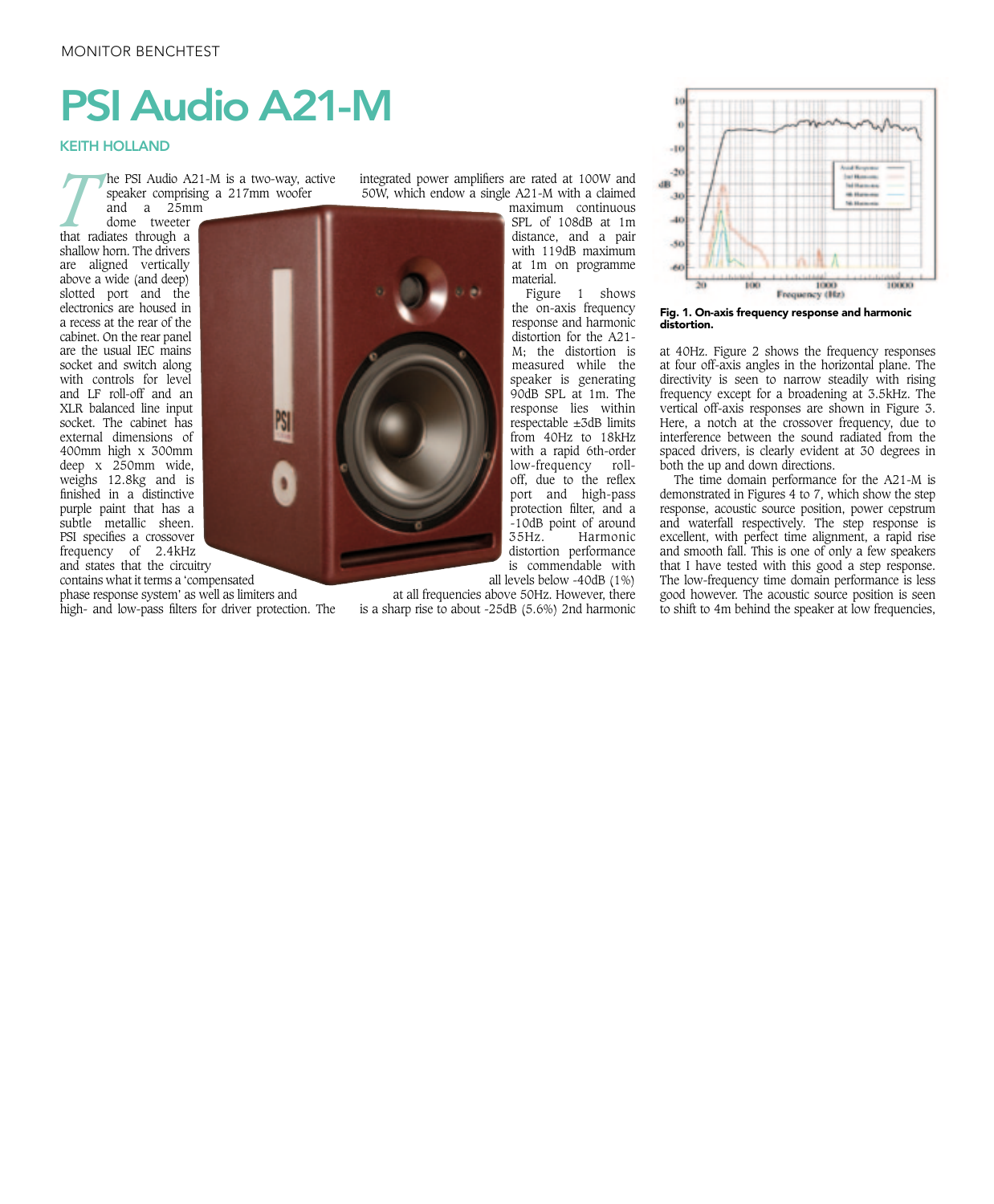MONITOR BENCHTEST

# PSI Audio A21-M

**KEITH HOLLAND**

The PSI Audio A21-M is a two-way, active speaker comprising a 217mm woofer and a 25mm dome tweeter that radiates through a shallow horn. The drivers are aligned vertically above a wide (and deep) slotted port and the electronics are housed in a recess at the rear of the cabinet. On the rear panel are the usual IEC mains socket and switch along with controls for level and LF roll-off and an XLR balanced line input socket. The cabinet has external dimensions of 400mm high x 300mm deep x 250mm wide, weighs 12.8kg and is finished in a distinctive purple paint that has a subtle metallic sheen. PSI specifies a crossover frequency of 2.4kHz and states that the circuitry contains what it terms a 'compensated phase response system' as well as limiters and high- and low-pass filters for driver protection. The integrated power amplifiers are rated at 100W and 50W, which endow a single A21-M with a claimed maximum continuous SPL of 108dB at 1m distance, and a pair with 119dB maximum at 1m on programme material.

Figure 1 shows the on-axis frequency response and harmonic distortion for the A21-M; the distortion is measured while the speaker is generating 90dB SPL at 1m. The response lies within respectable ±3dB limits from 40Hz to 18kHz with a rapid 6th-order low-frequency roll-off, due to the reflex port and high-pass protection filter, and a -10dB point of around 35Hz. Harmonic distortion performance is commendable with all levels below -40dB (1%) at all frequencies above 50Hz. However, there is a sharp rise to about -25dB (5.6%) 2nd harmonic at 40Hz. Figure 2 shows the frequency responses at four off-axis angles in the horizontal plane. The directivity is seen to narrow steadily with rising frequency except for a broadening at 3.5kHz. The vertical off-axis responses are shown in Figure 3. Here, a notch at the crossover frequency, due to interference between the sound radiated from the spaced drivers, is clearly evident at 30 degrees in both the up and down directions.

**Fig. 1. On-axis frequency response and harmonic distortion.**

The time domain performance for the A21-M is demonstrated in Figures 4 to 7, which show the step response, acoustic source position, power cepstrum and waterfall respectively. The step response is excellent, with perfect time alignment, a rapid rise and smooth fall. This is one of only a few speakers that I have tested with this good a step response. The low-frequency time domain performance is less good however. The acoustic source position is seen to shift to 4m behind the speaker at low frequencies,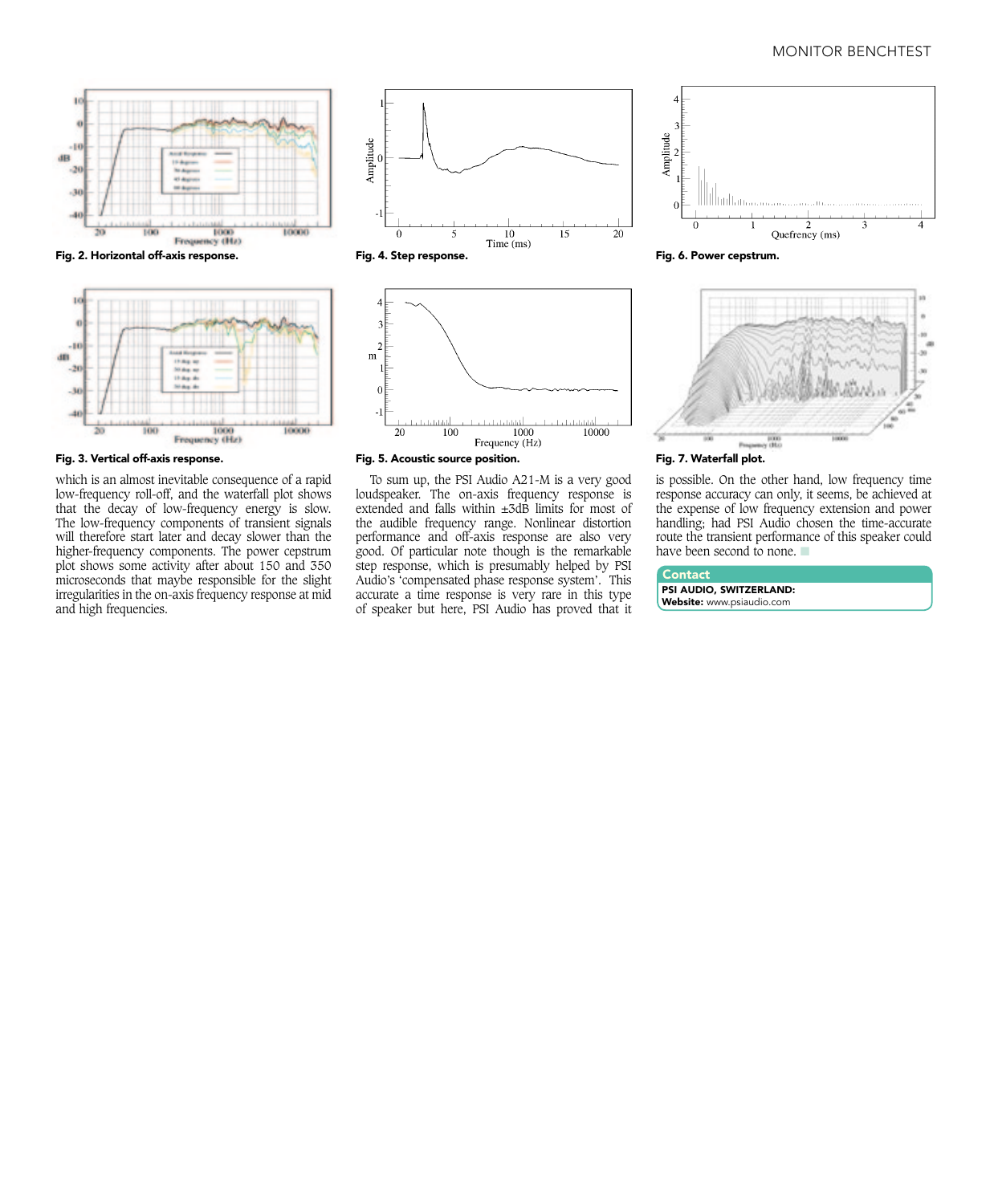10
0
-10
dB
-20
-30
-40
20
100
1000
10000
Frequency (Hz)

**Fig. 2. Horizontal off-axis response.**

1
0
-1
Amplitude
0
5
10
15
20
Time (ms)

**Fig. 4. Step response.**

4
3
2
1
0
Amplitude
0
1
2
3
4
Quefrency (ms)

**Fig. 6. Power cepstrum.**

10
0
-10
dB
-20
-30
-40
20
100
1000
10000
Frequency (Hz)

**Fig. 3. Vertical off-axis response.**

4
3
2
1
0
-1
m
20
100
1000
10000
Frequency (Hz)

**Fig. 5. Acoustic source position.**

**Fig. 7. Waterfall plot.**

which is an almost inevitable consequence of a rapid low-frequency roll-off, and the waterfall plot shows that the decay of low-frequency energy is slow. The low-frequency components of transient signals will therefore start later and decay slower than the higher-frequency components. The power cepstrum plot shows some activity after about 150 and 350 microseconds that maybe responsible for the slight irregularities in the on-axis frequency response at mid and high frequencies.

To sum up, the PSI Audio A21-M is a very good loudspeaker. The on-axis frequency response is extended and falls within ±3dB limits for most of the audible frequency range. Nonlinear distortion performance and off-axis response are also very good. Of particular note though is the remarkable step response, which is presumably helped by PSI Audio's 'compensated phase response system'. This accurate a time response is very rare in this type of speaker but here, PSI Audio has proved that it is possible. On the other hand, low frequency time response accuracy can only, it seems, be achieved at the expense of low frequency extension and power handling; had PSI Audio chosen the time-accurate route the transient performance of this speaker could have been second to none.

**Contact**

**PSI AUDIO, SWITZERLAND:**
**Website:** www.psiaudio.com